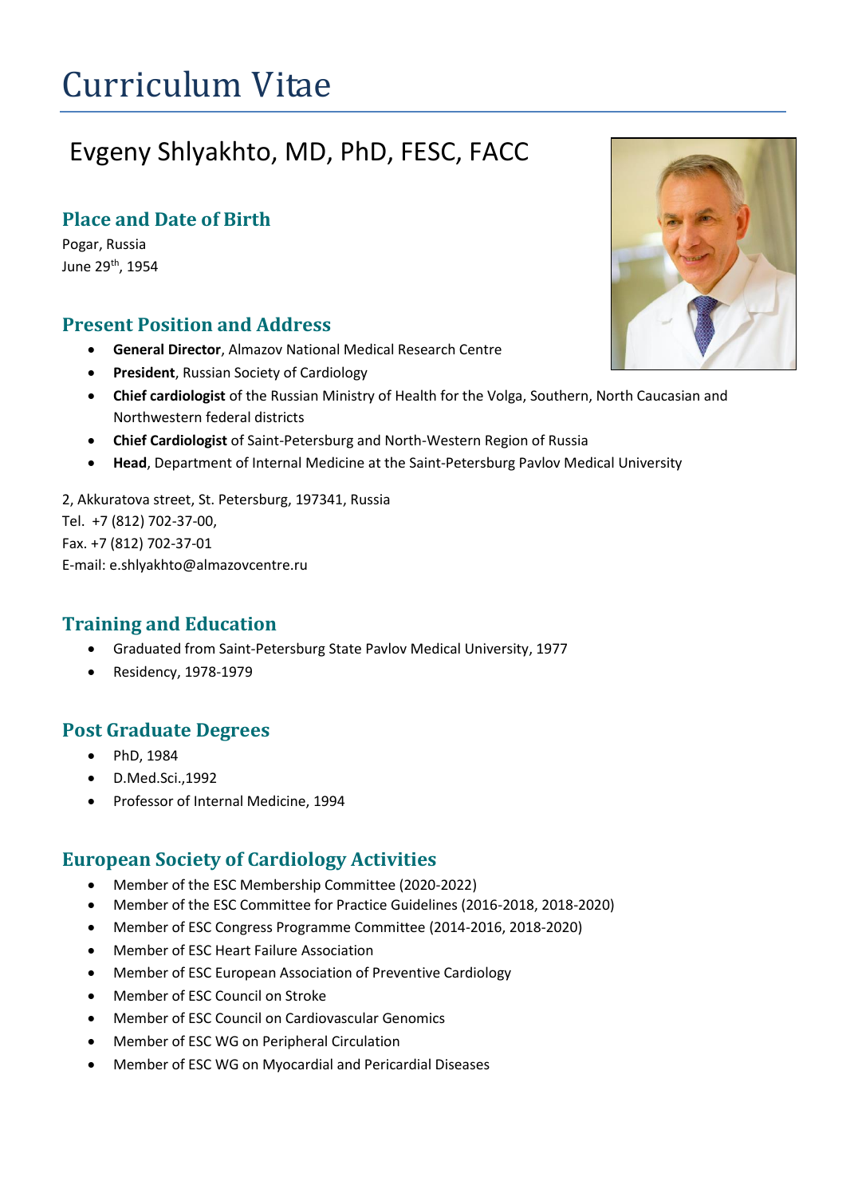# Curriculum Vitae

## Evgeny Shlyakhto, MD, PhD, FESC, FACC

### Place and Date of Birth

Pogar, Russia
June 29th, 1954

### Present Position and Address

- **General Director**, Almazov National Medical Research Centre
- **President**, Russian Society of Cardiology
- **Chief cardiologist** of the Russian Ministry of Health for the Volga, Southern, North Caucasian and Northwestern federal districts
- **Chief Cardiologist** of Saint-Petersburg and North-Western Region of Russia
- **Head**, Department of Internal Medicine at the Saint-Petersburg Pavlov Medical University

2, Akkuratova street, St. Petersburg, 197341, Russia
Tel. +7 (812) 702-37-00,
Fax. +7 (812) 702-37-01
E-mail: e.shlyakhto@almazovcentre.ru

### Training and Education

- Graduated from Saint-Petersburg State Pavlov Medical University, 1977
- Residency, 1978-1979

### Post Graduate Degrees

- PhD, 1984
- D.Med.Sci.,1992
- Professor of Internal Medicine, 1994

### European Society of Cardiology Activities

- Member of the ESC Membership Committee (2020-2022)
- Member of the ESC Committee for Practice Guidelines (2016-2018, 2018-2020)
- Member of ESC Congress Programme Committee (2014-2016, 2018-2020)
- Member of ESC Heart Failure Association
- Member of ESC European Association of Preventive Cardiology
- Member of ESC Council on Stroke
- Member of ESC Council on Cardiovascular Genomics
- Member of ESC WG on Peripheral Circulation
- Member of ESC WG on Myocardial and Pericardial Diseases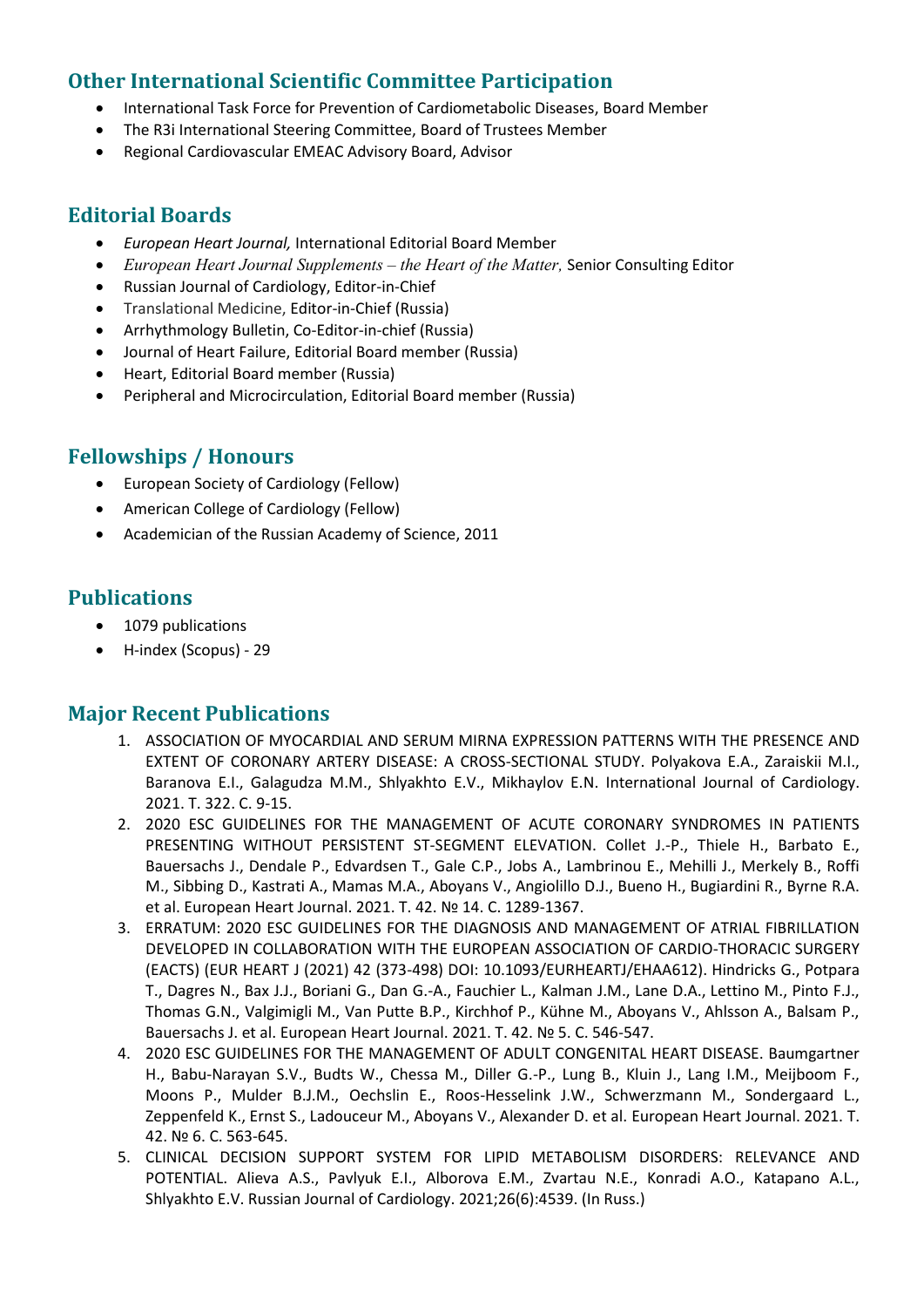## Other International Scientific Committee Participation

- International Task Force for Prevention of Cardiometabolic Diseases, Board Member
- The R3i International Steering Committee, Board of Trustees Member
- Regional Cardiovascular EMEAC Advisory Board, Advisor

## Editorial Boards

- *European Heart Journal,* International Editorial Board Member
- *European Heart Journal Supplements – the Heart of the Matter,* Senior Consulting Editor
- Russian Journal of Cardiology, Editor-in-Chief
- Translational Medicine, Editor-in-Chief (Russia)
- Arrhythmology Bulletin, Co-Editor-in-chief (Russia)
- Journal of Heart Failure, Editorial Board member (Russia)
- Heart, Editorial Board member (Russia)
- Peripheral and Microcirculation, Editorial Board member (Russia)

## Fellowships / Honours

- European Society of Cardiology (Fellow)
- American College of Cardiology (Fellow)
- Academician of the Russian Academy of Science, 2011

## Publications

- 1079 publications
- H-index (Scopus) - 29

## Major Recent Publications

1. ASSOCIATION OF MYOCARDIAL AND SERUM MIRNA EXPRESSION PATTERNS WITH THE PRESENCE AND EXTENT OF CORONARY ARTERY DISEASE: A CROSS-SECTIONAL STUDY. Polyakova E.A., Zaraiskii M.I., Baranova E.I., Galagudza M.M., Shlyakhto E.V., Mikhaylov E.N. International Journal of Cardiology. 2021. T. 322. C. 9-15.
2. 2020 ESC GUIDELINES FOR THE MANAGEMENT OF ACUTE CORONARY SYNDROMES IN PATIENTS PRESENTING WITHOUT PERSISTENT ST-SEGMENT ELEVATION. Collet J.-P., Thiele H., Barbato E., Bauersachs J., Dendale P., Edvardsen T., Gale C.P., Jobs A., Lambrinou E., Mehilli J., Merkely B., Roffi M., Sibbing D., Kastrati A., Mamas M.A., Aboyans V., Angiolillo D.J., Bueno H., Bugiardini R., Byrne R.A. et al. European Heart Journal. 2021. T. 42. № 14. C. 1289-1367.
3. ERRATUM: 2020 ESC GUIDELINES FOR THE DIAGNOSIS AND MANAGEMENT OF ATRIAL FIBRILLATION DEVELOPED IN COLLABORATION WITH THE EUROPEAN ASSOCIATION OF CARDIO-THORACIC SURGERY (EACTS) (EUR HEART J (2021) 42 (373-498) DOI: 10.1093/EURHEARTJ/EHAA612). Hindricks G., Potpara T., Dagres N., Bax J.J., Boriani G., Dan G.-A., Fauchier L., Kalman J.M., Lane D.A., Lettino M., Pinto F.J., Thomas G.N., Valgimigli M., Van Putte B.P., Kirchhof P., Kühne M., Aboyans V., Ahlsson A., Balsam P., Bauersachs J. et al. European Heart Journal. 2021. T. 42. № 5. C. 546-547.
4. 2020 ESC GUIDELINES FOR THE MANAGEMENT OF ADULT CONGENITAL HEART DISEASE. Baumgartner H., Babu-Narayan S.V., Budts W., Chessa M., Diller G.-P., Lung B., Kluin J., Lang I.M., Meijboom F., Moons P., Mulder B.J.M., Oechslin E., Roos-Hesselink J.W., Schwerzmann M., Sondergaard L., Zeppenfeld K., Ernst S., Ladouceur M., Aboyans V., Alexander D. et al. European Heart Journal. 2021. T. 42. № 6. C. 563-645.
5. CLINICAL DECISION SUPPORT SYSTEM FOR LIPID METABOLISM DISORDERS: RELEVANCE AND POTENTIAL. Alieva A.S., Pavlyuk E.I., Alborova E.M., Zvartau N.E., Konradi A.O., Katapano A.L., Shlyakhto E.V. Russian Journal of Cardiology. 2021;26(6):4539. (In Russ.)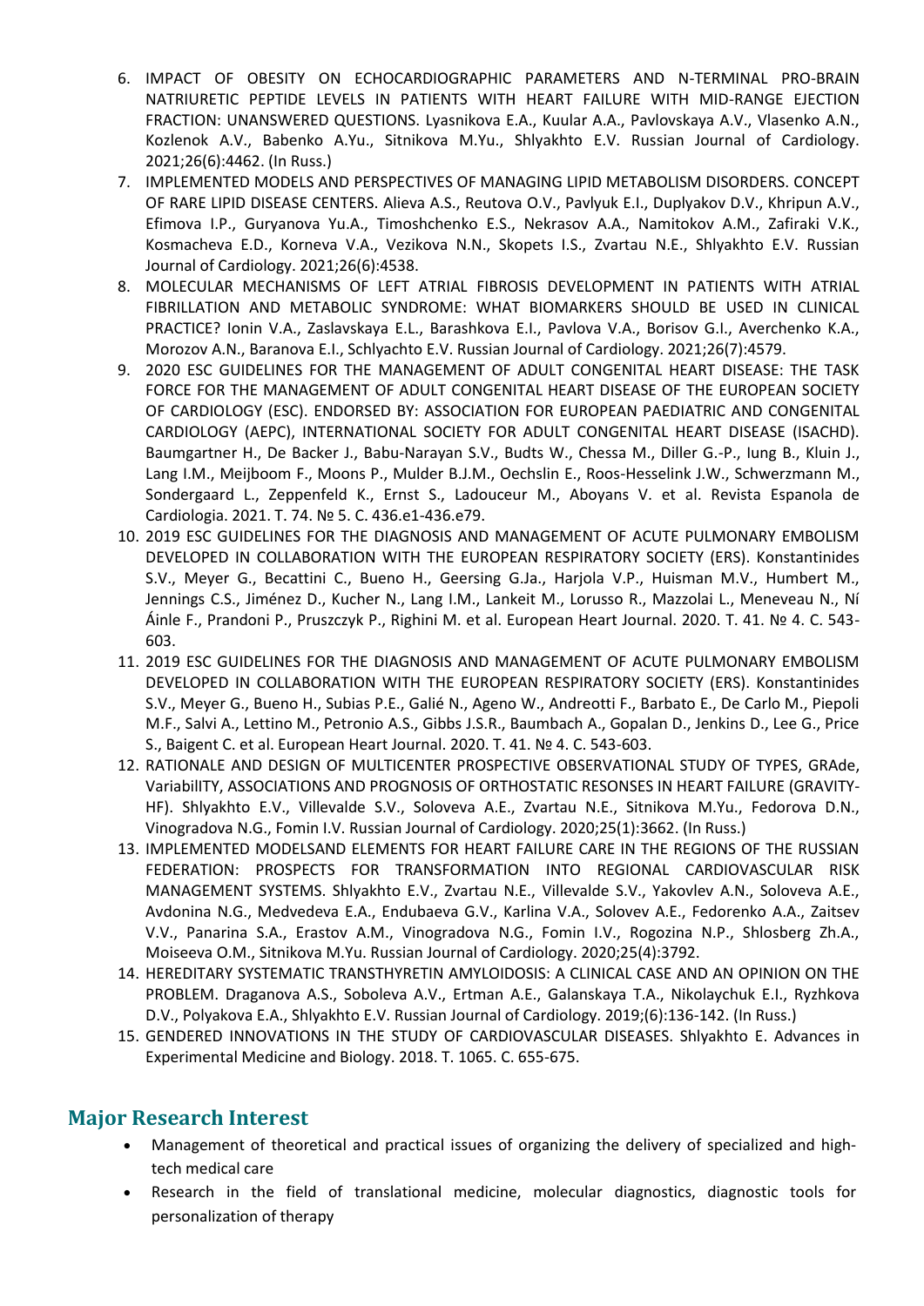6. IMPACT OF OBESITY ON ECHOCARDIOGRAPHIC PARAMETERS AND N-TERMINAL PRO-BRAIN NATRIURETIC PEPTIDE LEVELS IN PATIENTS WITH HEART FAILURE WITH MID-RANGE EJECTION FRACTION: UNANSWERED QUESTIONS. Lyasnikova E.A., Kuular A.A., Pavlovskaya A.V., Vlasenko A.N., Kozlenok A.V., Babenko A.Yu., Sitnikova M.Yu., Shlyakhto E.V. Russian Journal of Cardiology. 2021;26(6):4462. (In Russ.)
7. IMPLEMENTED MODELS AND PERSPECTIVES OF MANAGING LIPID METABOLISM DISORDERS. CONCEPT OF RARE LIPID DISEASE CENTERS. Alieva A.S., Reutova O.V., Pavlyuk E.I., Duplyakov D.V., Khripun A.V., Efimova I.P., Guryanova Yu.A., Timoshchenko E.S., Nekrasov A.A., Namitokov A.M., Zafiraki V.K., Kosmacheva E.D., Korneva V.A., Vezikova N.N., Skopets I.S., Zvartau N.E., Shlyakhto E.V. Russian Journal of Cardiology. 2021;26(6):4538.
8. MOLECULAR MECHANISMS OF LEFT ATRIAL FIBROSIS DEVELOPMENT IN PATIENTS WITH ATRIAL FIBRILLATION AND METABOLIC SYNDROME: WHAT BIOMARKERS SHOULD BE USED IN CLINICAL PRACTICE? Ionin V.A., Zaslavskaya E.L., Barashkova E.I., Pavlova V.A., Borisov G.I., Averchenko K.A., Morozov A.N., Baranova E.I., Schlyachto E.V. Russian Journal of Cardiology. 2021;26(7):4579.
9. 2020 ESC GUIDELINES FOR THE MANAGEMENT OF ADULT CONGENITAL HEART DISEASE: THE TASK FORCE FOR THE MANAGEMENT OF ADULT CONGENITAL HEART DISEASE OF THE EUROPEAN SOCIETY OF CARDIOLOGY (ESC). ENDORSED BY: ASSOCIATION FOR EUROPEAN PAEDIATRIC AND CONGENITAL CARDIOLOGY (AEPC), INTERNATIONAL SOCIETY FOR ADULT CONGENITAL HEART DISEASE (ISACHD). Baumgartner H., De Backer J., Babu-Narayan S.V., Budts W., Chessa M., Diller G.-P., Iung B., Kluin J., Lang I.M., Meijboom F., Moons P., Mulder B.J.M., Oechslin E., Roos-Hesselink J.W., Schwerzmann M., Sondergaard L., Zeppenfeld K., Ernst S., Ladouceur M., Aboyans V. et al. Revista Espanola de Cardiologia. 2021. Т. 74. № 5. С. 436.e1-436.e79.
10. 2019 ESC GUIDELINES FOR THE DIAGNOSIS AND MANAGEMENT OF ACUTE PULMONARY EMBOLISM DEVELOPED IN COLLABORATION WITH THE EUROPEAN RESPIRATORY SOCIETY (ERS). Konstantinides S.V., Meyer G., Becattini C., Bueno H., Geersing G.Ja., Harjola V.P., Huisman M.V., Humbert M., Jennings C.S., Jiménez D., Kucher N., Lang I.M., Lankeit M., Lorusso R., Mazzolai L., Meneveau N., Ní Áinle F., Prandoni P., Pruszczyk P., Righini M. et al. European Heart Journal. 2020. Т. 41. № 4. С. 543-603.
11. 2019 ESC GUIDELINES FOR THE DIAGNOSIS AND MANAGEMENT OF ACUTE PULMONARY EMBOLISM DEVELOPED IN COLLABORATION WITH THE EUROPEAN RESPIRATORY SOCIETY (ERS). Konstantinides S.V., Meyer G., Bueno H., Subias P.E., Galié N., Ageno W., Andreotti F., Barbato E., De Carlo M., Piepoli M.F., Salvi A., Lettino M., Petronio A.S., Gibbs J.S.R., Baumbach A., Gopalan D., Jenkins D., Lee G., Price S., Baigent C. et al. European Heart Journal. 2020. Т. 41. № 4. С. 543-603.
12. RATIONALE AND DESIGN OF MULTICENTER PROSPECTIVE OBSERVATIONAL STUDY OF TYPES, GRAde, VariabilITY, ASSOCIATIONS AND PROGNOSIS OF ORTHOSTATIC RESONSES IN HEART FAILURE (GRAVITY-HF). Shlyakhto E.V., Villevalde S.V., Soloveva A.E., Zvartau N.E., Sitnikova M.Yu., Fedorova D.N., Vinogradova N.G., Fomin I.V. Russian Journal of Cardiology. 2020;25(1):3662. (In Russ.)
13. IMPLEMENTED MODELSAND ELEMENTS FOR HEART FAILURE CARE IN THE REGIONS OF THE RUSSIAN FEDERATION: PROSPECTS FOR TRANSFORMATION INTO REGIONAL CARDIOVASCULAR RISK MANAGEMENT SYSTEMS. Shlyakhto E.V., Zvartau N.E., Villevalde S.V., Yakovlev A.N., Soloveva A.E., Avdonina N.G., Medvedeva E.A., Endubaeva G.V., Karlina V.A., Solovev A.E., Fedorenko A.A., Zaitsev V.V., Panarina S.A., Erastov A.M., Vinogradova N.G., Fomin I.V., Rogozina N.P., Shlosberg Zh.A., Moiseeva O.M., Sitnikova M.Yu. Russian Journal of Cardiology. 2020;25(4):3792.
14. HEREDITARY SYSTEMATIC TRANSTHYRETIN AMYLOIDOSIS: A CLINICAL CASE AND AN OPINION ON THE PROBLEM. Draganova A.S., Soboleva A.V., Ertman A.E., Galanskaya T.A., Nikolaychuk E.I., Ryzhkova D.V., Polyakova E.A., Shlyakhto E.V. Russian Journal of Cardiology. 2019;(6):136-142. (In Russ.)
15. GENDERED INNOVATIONS IN THE STUDY OF CARDIOVASCULAR DISEASES. Shlyakhto E. Advances in Experimental Medicine and Biology. 2018. Т. 1065. С. 655-675.

## Major Research Interest

- Management of theoretical and practical issues of organizing the delivery of specialized and high-tech medical care
- Research in the field of translational medicine, molecular diagnostics, diagnostic tools for personalization of therapy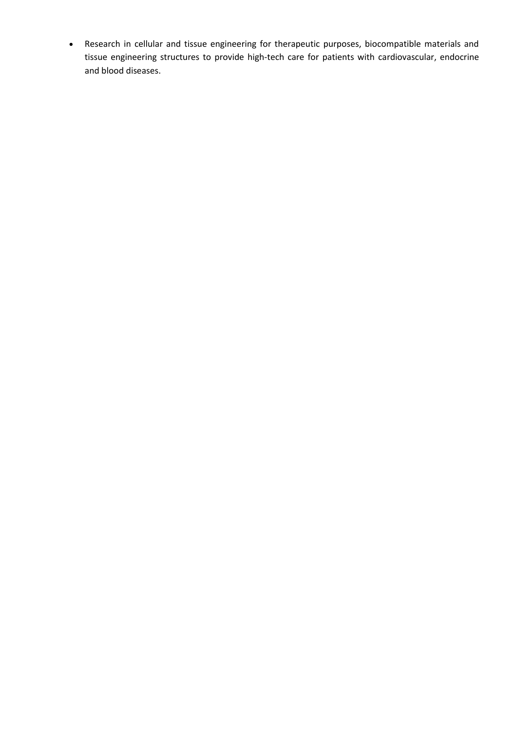- Research in cellular and tissue engineering for therapeutic purposes, biocompatible materials and tissue engineering structures to provide high-tech care for patients with cardiovascular, endocrine and blood diseases.